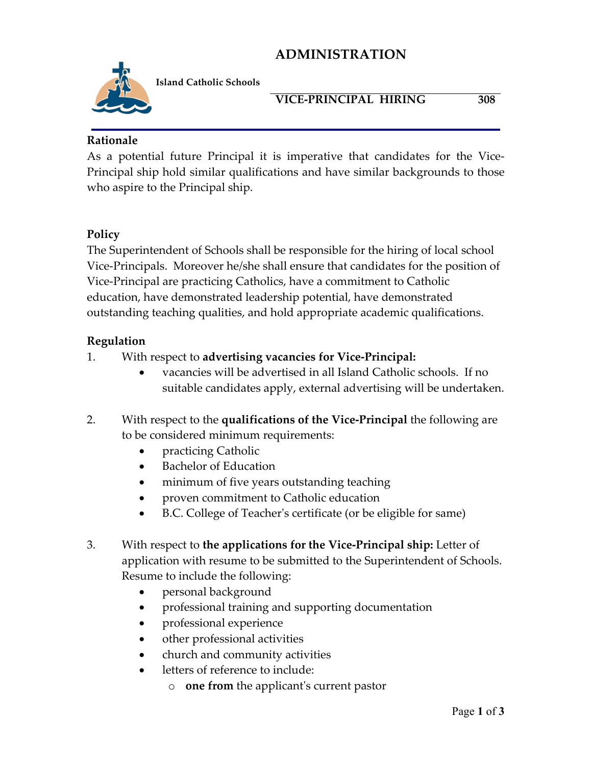# ADMINISTRATION

**Island Catholic Schools**

## VICE-PRINCIPAL HIRING 308

### Rationale

As a potential future Principal it is imperative that candidates for the Vice-Principal ship hold similar qualifications and have similar backgrounds to those who aspire to the Principal ship.

### Policy

The Superintendent of Schools shall be responsible for the hiring of local school Vice-Principals. Moreover he/she shall ensure that candidates for the position of Vice-Principal are practicing Catholics, have a commitment to Catholic education, have demonstrated leadership potential, have demonstrated outstanding teaching qualities, and hold appropriate academic qualifications.

### Regulation

1. With respect to **advertising vacancies for Vice-Principal:**
   - vacancies will be advertised in all Island Catholic schools. If no suitable candidates apply, external advertising will be undertaken.

2. With respect to the **qualifications of the Vice-Principal** the following are to be considered minimum requirements:
   - practicing Catholic
   - Bachelor of Education
   - minimum of five years outstanding teaching
   - proven commitment to Catholic education
   - B.C. College of Teacher's certificate (or be eligible for same)

3. With respect to **the applications for the Vice-Principal ship:** Letter of application with resume to be submitted to the Superintendent of Schools. Resume to include the following:
   - personal background
   - professional training and supporting documentation
   - professional experience
   - other professional activities
   - church and community activities
   - letters of reference to include:
     - **one from** the applicant's current pastor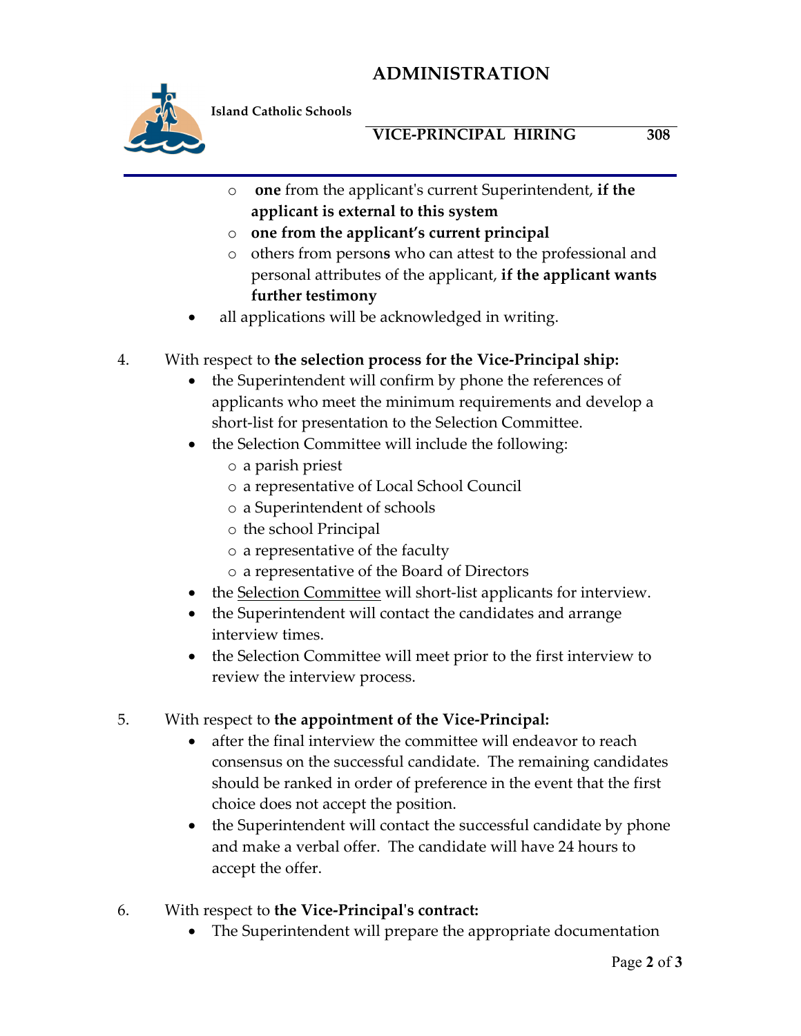- **one** from the applicant's current Superintendent, **if the applicant is external to this system**
  - **one from the applicant's current principal**
  - others from person**s** who can attest to the professional and personal attributes of the applicant, **if the applicant wants further testimony**
- all applications will be acknowledged in writing.

4. With respect to **the selection process for the Vice-Principal ship:**
   - the Superintendent will confirm by phone the references of applicants who meet the minimum requirements and develop a short-list for presentation to the Selection Committee.
   - the Selection Committee will include the following:
     - a parish priest
     - a representative of Local School Council
     - a Superintendent of schools
     - the school Principal
     - a representative of the faculty
     - a representative of the Board of Directors
   - the <u>Selection Committee</u> will short-list applicants for interview.
   - the Superintendent will contact the candidates and arrange interview times.
   - the Selection Committee will meet prior to the first interview to review the interview process.

5. With respect to **the appointment of the Vice-Principal:**
   - after the final interview the committee will endeavor to reach consensus on the successful candidate. The remaining candidates should be ranked in order of preference in the event that the first choice does not accept the position.
   - the Superintendent will contact the successful candidate by phone and make a verbal offer. The candidate will have 24 hours to accept the offer.

6. With respect to **the Vice-Principal's contract:**
   - The Superintendent will prepare the appropriate documentation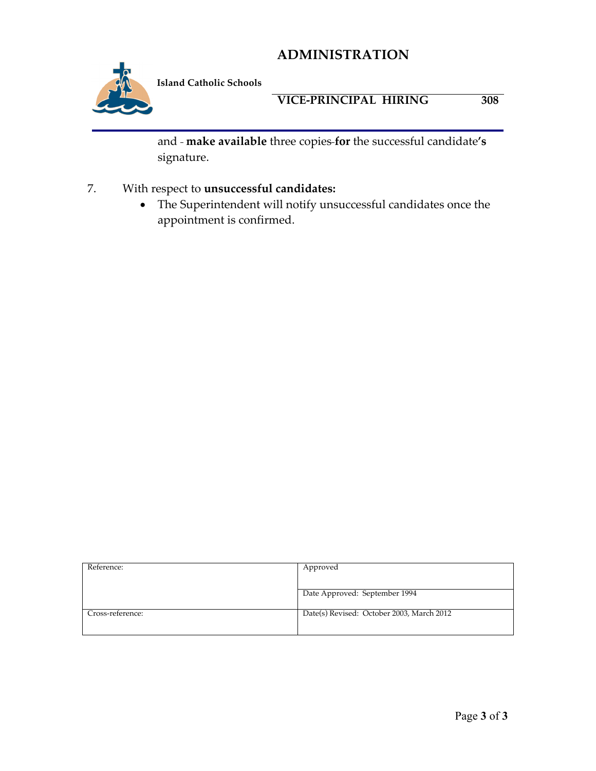and - **make available** three copies for the successful candidate**'s** signature.

7. With respect to **unsuccessful candidates:**
   - The Superintendent will notify unsuccessful candidates once the appointment is confirmed.

| | |
|---|---|
| Reference: | Approved |
| | Date Approved: September 1994 |
| Cross-reference: | Date(s) Revised: October 2003, March 2012 |